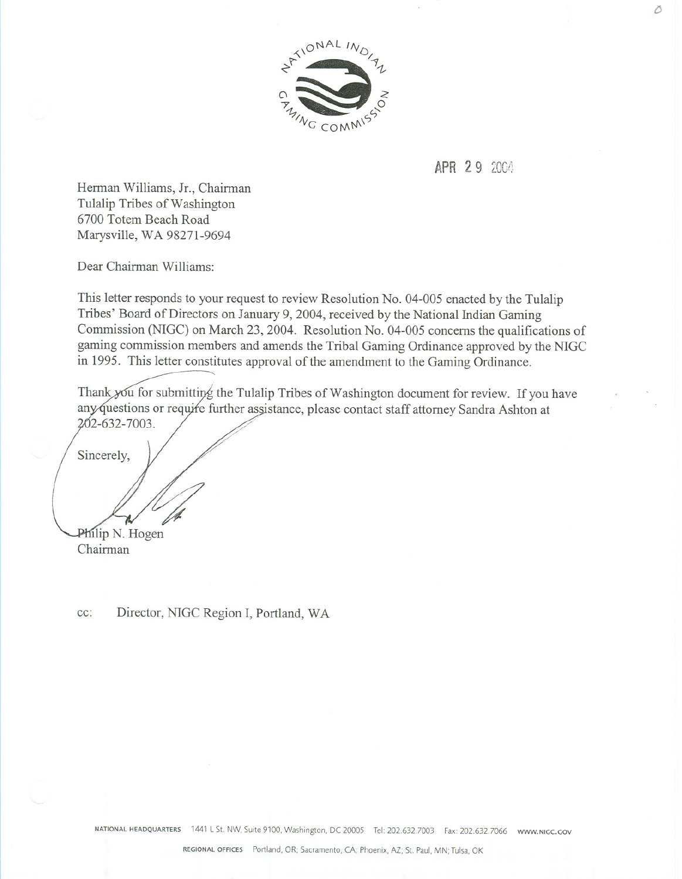NATIONAL INDIAN GAMING COMMISSION

APR 29 2004

Herman Williams, Jr., Chairman
Tulalip Tribes of Washington
6700 Totem Beach Road
Marysville, WA 98271-9694

Dear Chairman Williams:

This letter responds to your request to review Resolution No. 04-005 enacted by the Tulalip Tribes' Board of Directors on January 9, 2004, received by the National Indian Gaming Commission (NIGC) on March 23, 2004. Resolution No. 04-005 concerns the qualifications of gaming commission members and amends the Tribal Gaming Ordinance approved by the NIGC in 1995. This letter constitutes approval of the amendment to the Gaming Ordinance.

Thank you for submitting the Tulalip Tribes of Washington document for review. If you have any questions or require further assistance, please contact staff attorney Sandra Ashton at 202-632-7003.

Sincerely,

Philip N. Hogen
Chairman

cc: Director, NIGC Region I, Portland, WA

NATIONAL HEADQUARTERS 1441 L St. NW, Suite 9100, Washington, DC 20005 Tel: 202.632.7003 Fax: 202.632.7066 WWW.NIGC.GOV

REGIONAL OFFICES Portland, OR; Sacramento, CA; Phoenix, AZ; St. Paul, MN; Tulsa, OK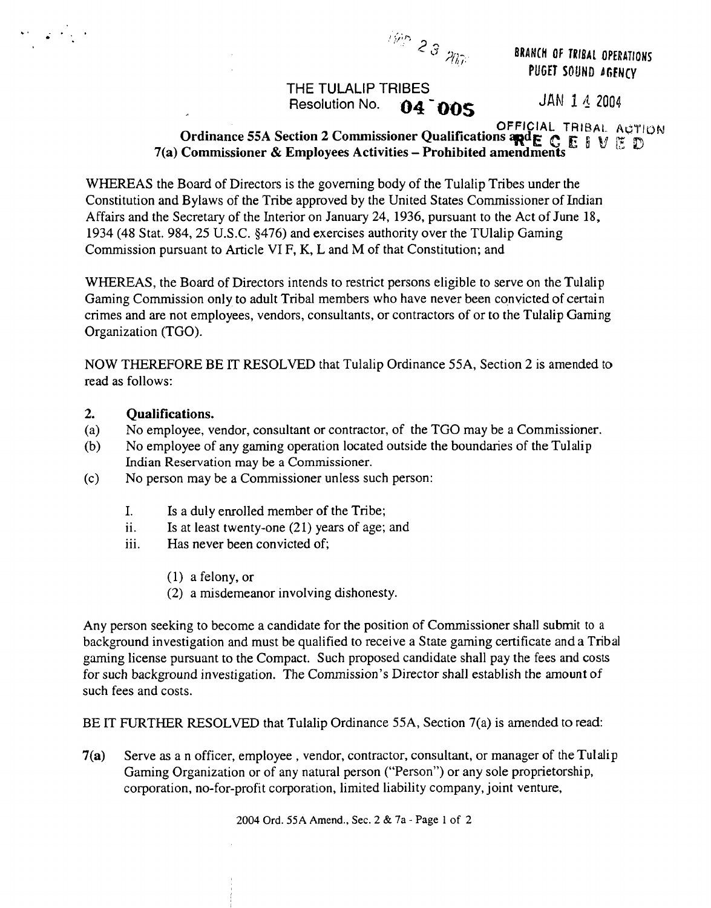BRANCH OF TRIBAL OPERATIONS
PUGET SOUND AGENCY

JAN 14 2004

OFFICIAL TRIBAL ACTION
RECEIVED

THE TULALIP TRIBES
Resolution No. **04-005**

**Ordinance 55A Section 2 Commissioner Qualifications and 7(a) Commissioner & Employees Activities – Prohibited amendments**

WHEREAS the Board of Directors is the governing body of the Tulalip Tribes under the Constitution and Bylaws of the Tribe approved by the United States Commissioner of Indian Affairs and the Secretary of the Interior on January 24, 1936, pursuant to the Act of June 18, 1934 (48 Stat. 984, 25 U.S.C. §476) and exercises authority over the TUlalip Gaming Commission pursuant to Article VI F, K, L and M of that Constitution; and

WHEREAS, the Board of Directors intends to restrict persons eligible to serve on the Tulalip Gaming Commission only to adult Tribal members who have never been convicted of certain crimes and are not employees, vendors, consultants, or contractors of or to the Tulalip Gaming Organization (TGO).

NOW THEREFORE BE IT RESOLVED that Tulalip Ordinance 55A, Section 2 is amended to read as follows:

**2. Qualifications.**

(a) No employee, vendor, consultant or contractor, of the TGO may be a Commissioner.

(b) No employee of any gaming operation located outside the boundaries of the Tulalip Indian Reservation may be a Commissioner.

(c) No person may be a Commissioner unless such person:

  I. Is a duly enrolled member of the Tribe;

  ii. Is at least twenty-one (21) years of age; and

  iii. Has never been convicted of;

    (1) a felony, or

    (2) a misdemeanor involving dishonesty.

Any person seeking to become a candidate for the position of Commissioner shall submit to a background investigation and must be qualified to receive a State gaming certificate and a Tribal gaming license pursuant to the Compact. Such proposed candidate shall pay the fees and costs for such background investigation. The Commission's Director shall establish the amount of such fees and costs.

BE IT FURTHER RESOLVED that Tulalip Ordinance 55A, Section 7(a) is amended to read:

**7(a)** Serve as a n officer, employee , vendor, contractor, consultant, or manager of the Tulalip Gaming Organization or of any natural person ("Person") or any sole proprietorship, corporation, no-for-profit corporation, limited liability company, joint venture,

2004 Ord. 55A Amend., Sec. 2 & 7a - Page 1 of 2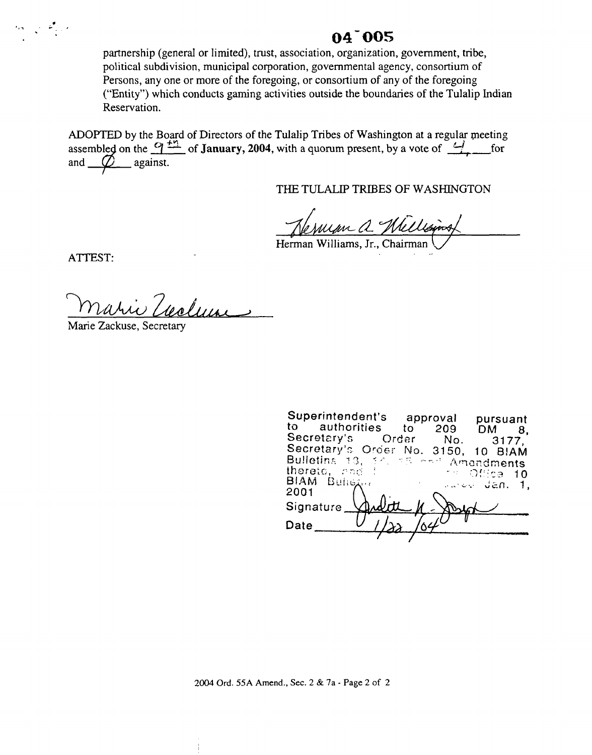04-005

partnership (general or limited), trust, association, organization, government, tribe, political subdivision, municipal corporation, governmental agency, consortium of Persons, any one or more of the foregoing, or consortium of any of the foregoing ("Entity") which conducts gaming activities outside the boundaries of the Tulalip Indian Reservation.

ADOPTED by the Board of Directors of the Tulalip Tribes of Washington at a regular meeting assembled on the 9th of **January, 2004**, with a quorum present, by a vote of 4 for and Ø against.

THE TULALIP TRIBES OF WASHINGTON

Herman A. Williams

Herman Williams, Jr., Chairman

ATTEST:

Marie Zackuse

Marie Zackuse, Secretary

Superintendent's approval pursuant to authorities to 209 DM 8, Secretary's Order No. 3177, Secretary's Order No. 3150, 10 BIAM Bulletins 13, 14, 15 and Amendments thereto, and ... Office 10 BIAM Bulletin ... Jan. 1, 2001

Signature Judith K. Joseph

Date 1/22/04

2004 Ord. 55A Amend., Sec. 2 & 7a - Page 2 of 2